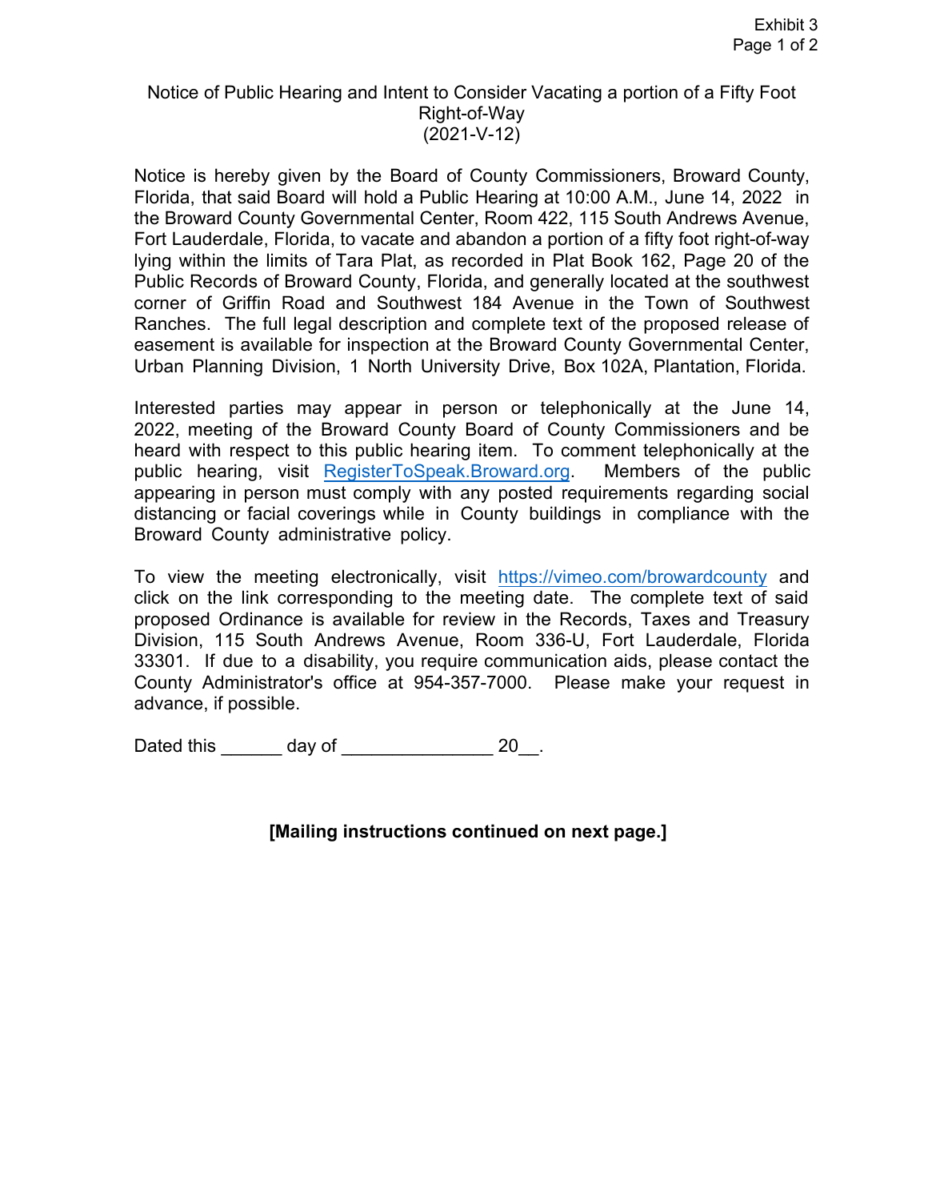Exhibit 3

## Notice of Public Hearing and Intent to Consider Vacating a portion of a Fifty Foot Right-of-Way (2021-V-12)

Notice is hereby given by the Board of County Commissioners, Broward County, Florida, that said Board will hold a Public Hearing at 10:00 A.M., June 14, 2022 in the Broward County Governmental Center, Room 422, 115 South Andrews Avenue, Fort Lauderdale, Florida, to vacate and abandon a portion of a fifty foot right-of-way lying within the limits of Tara Plat, as recorded in Plat Book 162, Page 20 of the Public Records of Broward County, Florida, and generally located at the southwest corner of Griffin Road and Southwest 184 Avenue in the Town of Southwest Ranches. The full legal description and complete text of the proposed release of easement is available for inspection at the Broward County Governmental Center, Urban Planning Division, 1 North University Drive, Box 102A, Plantation, Florida.

Interested parties may appear in person or telephonically at the June 14, 2022, meeting of the Broward County Board of County Commissioners and be heard with respect to this public hearing item. To comment telephonically at the public hearing, visit [RegisterToSpeak.Broward.org](RegisterToSpeak.Broward.org). Members of the public appearing in person must comply with any posted requirements regarding social distancing or facial coverings while in County buildings in compliance with the Broward County administrative policy.

To view the meeting electronically, visit [https://vimeo.com/browardcounty](https://vimeo.com/browardcounty) and click on the link corresponding to the meeting date. The complete text of said proposed Ordinance is available for review in the Records, Taxes and Treasury Division, 115 South Andrews Avenue, Room 336-U, Fort Lauderdale, Florida 33301. If due to a disability, you require communication aids, please contact the County Administrator's office at 954-357-7000. Please make your request in advance, if possible.

Dated this ______ day of _______________ 20__.

**[Mailing instructions continued on next page.]**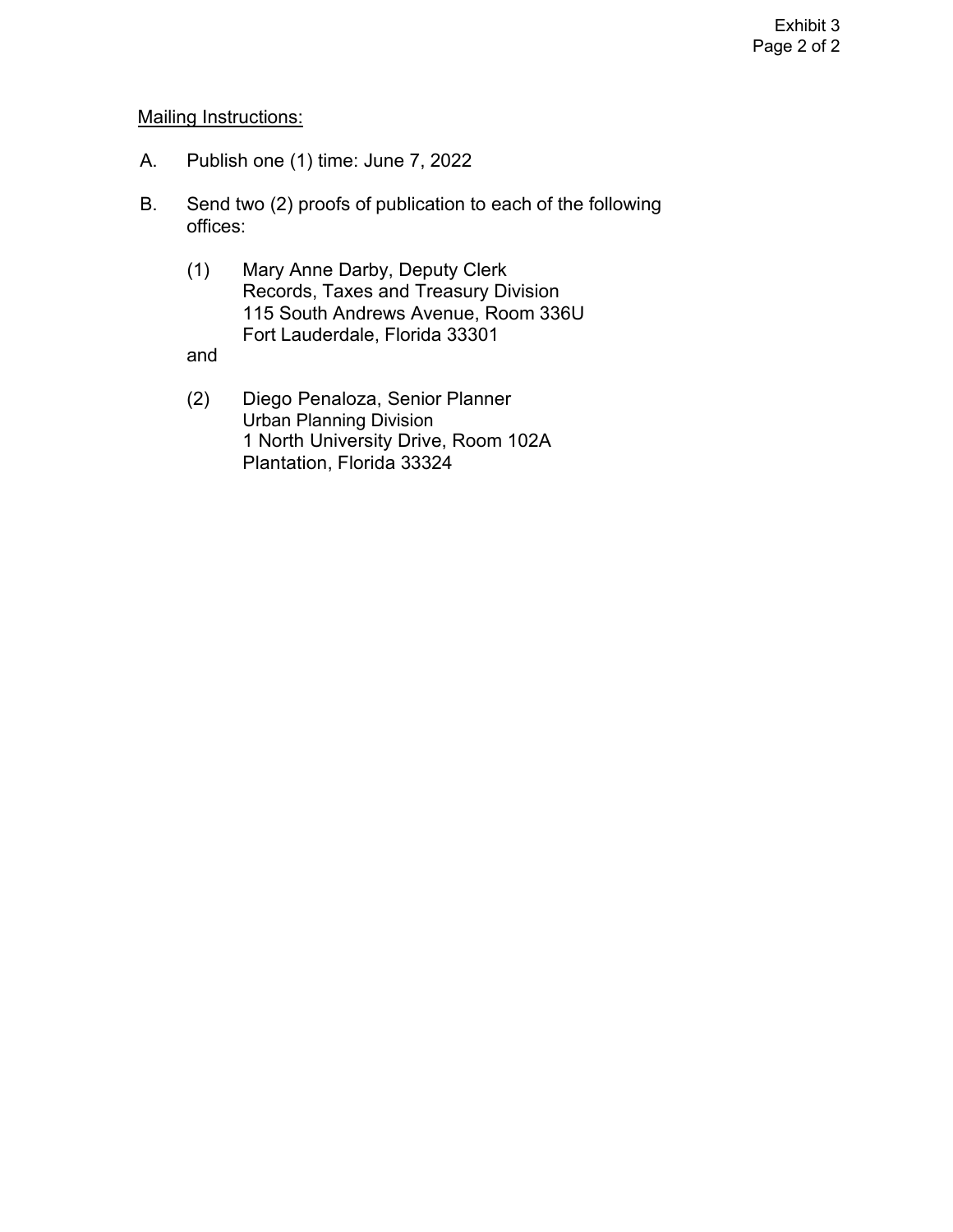Mailing Instructions:

A. Publish one (1) time: June 7, 2022

B. Send two (2) proofs of publication to each of the following offices:

   (1) Mary Anne Darby, Deputy Clerk
   Records, Taxes and Treasury Division
   115 South Andrews Avenue, Room 336U
   Fort Lauderdale, Florida 33301

   and

   (2) Diego Penaloza, Senior Planner
   Urban Planning Division
   1 North University Drive, Room 102A
   Plantation, Florida 33324